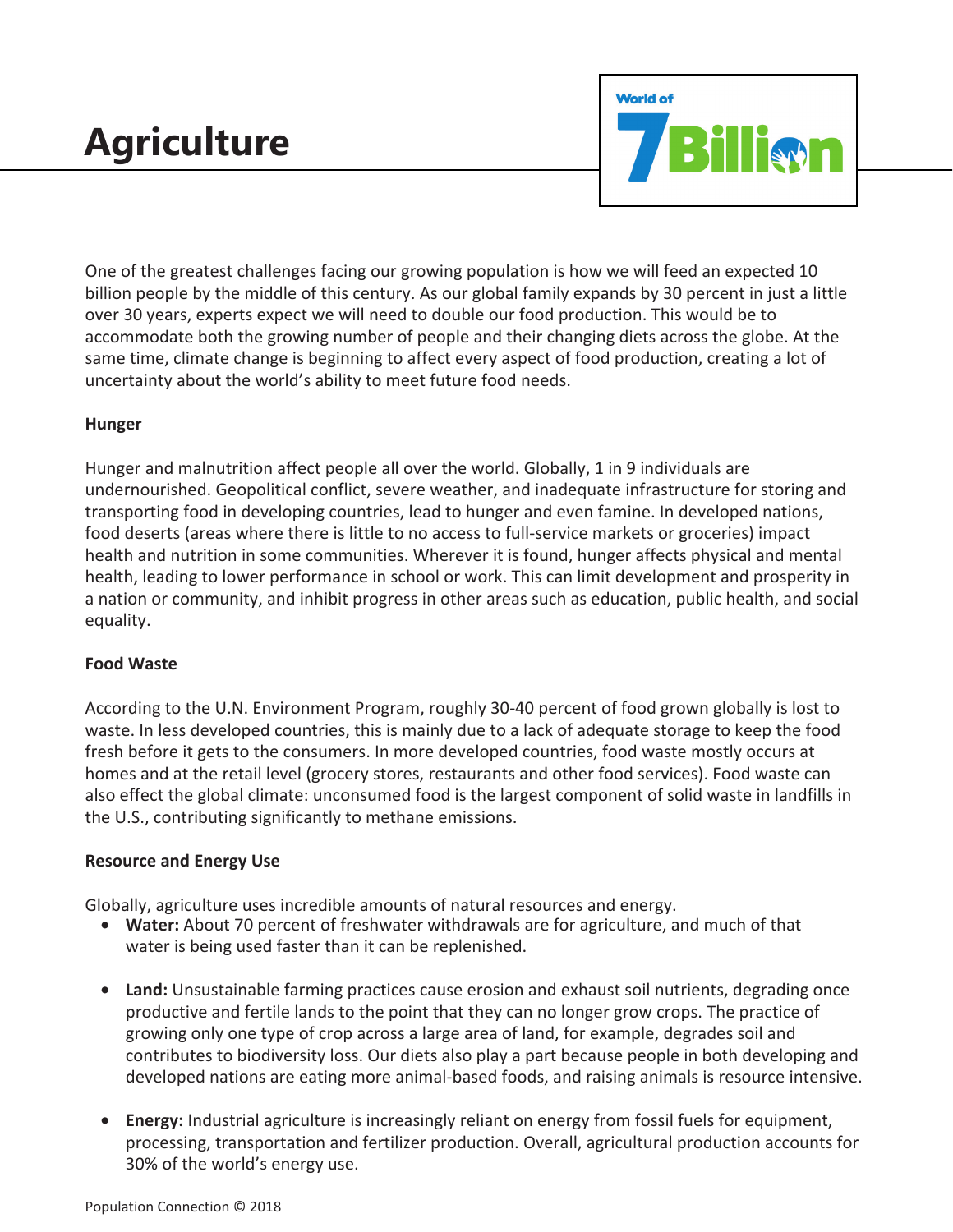# Agriculture

One of the greatest challenges facing our growing population is how we will feed an expected 10 billion people by the middle of this century. As our global family expands by 30 percent in just a little over 30 years, experts expect we will need to double our food production. This would be to accommodate both the growing number of people and their changing diets across the globe. At the same time, climate change is beginning to affect every aspect of food production, creating a lot of uncertainty about the world's ability to meet future food needs.

**Hunger**

Hunger and malnutrition affect people all over the world. Globally, 1 in 9 individuals are undernourished. Geopolitical conflict, severe weather, and inadequate infrastructure for storing and transporting food in developing countries, lead to hunger and even famine. In developed nations, food deserts (areas where there is little to no access to full-service markets or groceries) impact health and nutrition in some communities. Wherever it is found, hunger affects physical and mental health, leading to lower performance in school or work. This can limit development and prosperity in a nation or community, and inhibit progress in other areas such as education, public health, and social equality.

**Food Waste**

According to the U.N. Environment Program, roughly 30-40 percent of food grown globally is lost to waste. In less developed countries, this is mainly due to a lack of adequate storage to keep the food fresh before it gets to the consumers. In more developed countries, food waste mostly occurs at homes and at the retail level (grocery stores, restaurants and other food services). Food waste can also effect the global climate: unconsumed food is the largest component of solid waste in landfills in the U.S., contributing significantly to methane emissions.

**Resource and Energy Use**

Globally, agriculture uses incredible amounts of natural resources and energy.

- **Water:** About 70 percent of freshwater withdrawals are for agriculture, and much of that water is being used faster than it can be replenished.
- **Land:** Unsustainable farming practices cause erosion and exhaust soil nutrients, degrading once productive and fertile lands to the point that they can no longer grow crops. The practice of growing only one type of crop across a large area of land, for example, degrades soil and contributes to biodiversity loss. Our diets also play a part because people in both developing and developed nations are eating more animal-based foods, and raising animals is resource intensive.
- **Energy:** Industrial agriculture is increasingly reliant on energy from fossil fuels for equipment, processing, transportation and fertilizer production. Overall, agricultural production accounts for 30% of the world's energy use.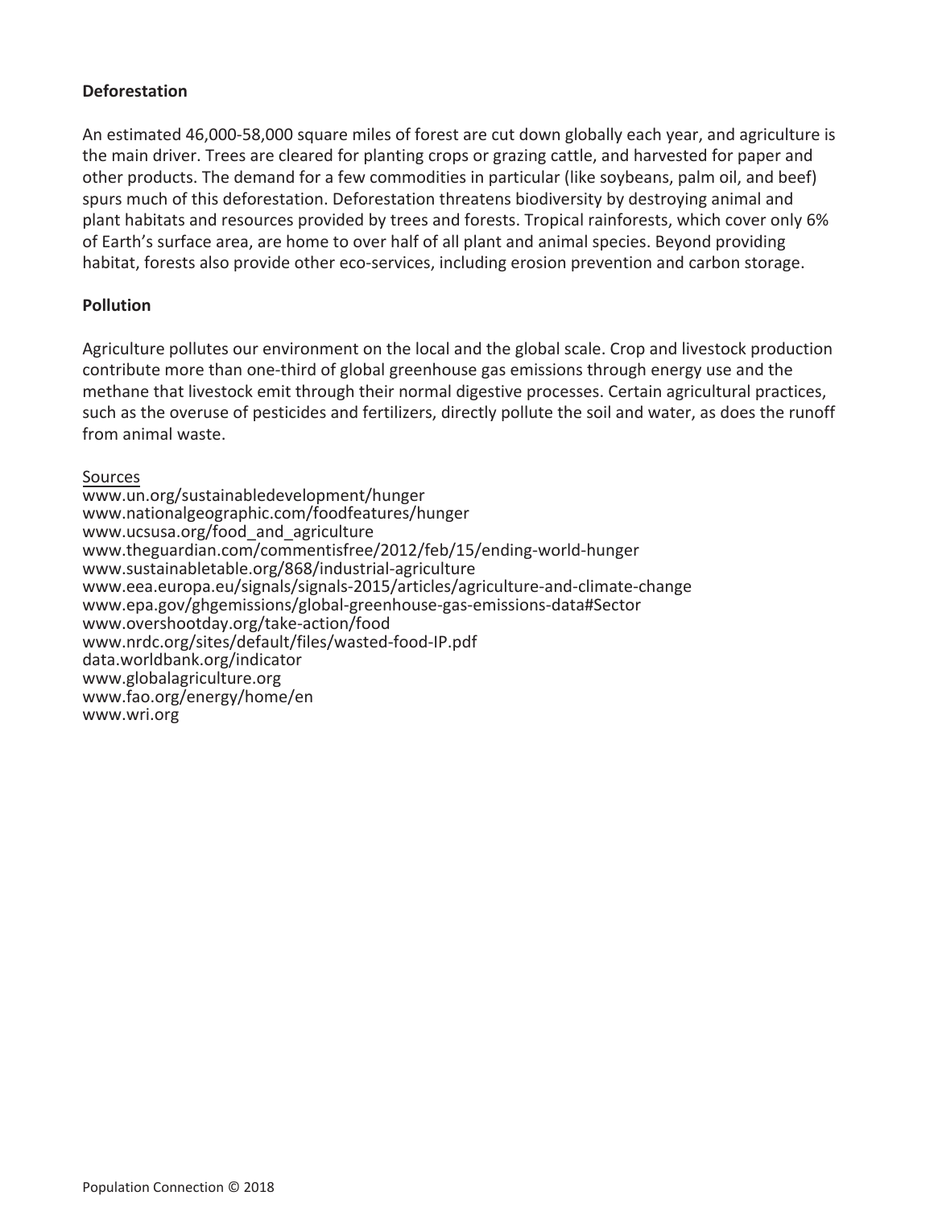## Deforestation

An estimated 46,000-58,000 square miles of forest are cut down globally each year, and agriculture is the main driver. Trees are cleared for planting crops or grazing cattle, and harvested for paper and other products. The demand for a few commodities in particular (like soybeans, palm oil, and beef) spurs much of this deforestation. Deforestation threatens biodiversity by destroying animal and plant habitats and resources provided by trees and forests. Tropical rainforests, which cover only 6% of Earth's surface area, are home to over half of all plant and animal species. Beyond providing habitat, forests also provide other eco-services, including erosion prevention and carbon storage.

## Pollution

Agriculture pollutes our environment on the local and the global scale. Crop and livestock production contribute more than one-third of global greenhouse gas emissions through energy use and the methane that livestock emit through their normal digestive processes. Certain agricultural practices, such as the overuse of pesticides and fertilizers, directly pollute the soil and water, as does the runoff from animal waste.

Sources

www.un.org/sustainabledevelopment/hunger
www.nationalgeographic.com/foodfeatures/hunger
www.ucsusa.org/food_and_agriculture
www.theguardian.com/commentisfree/2012/feb/15/ending-world-hunger
www.sustainabletable.org/868/industrial-agriculture
www.eea.europa.eu/signals/signals-2015/articles/agriculture-and-climate-change
www.epa.gov/ghgemissions/global-greenhouse-gas-emissions-data#Sector
www.overshootday.org/take-action/food
www.nrdc.org/sites/default/files/wasted-food-IP.pdf
data.worldbank.org/indicator
www.globalagriculture.org
www.fao.org/energy/home/en
www.wri.org